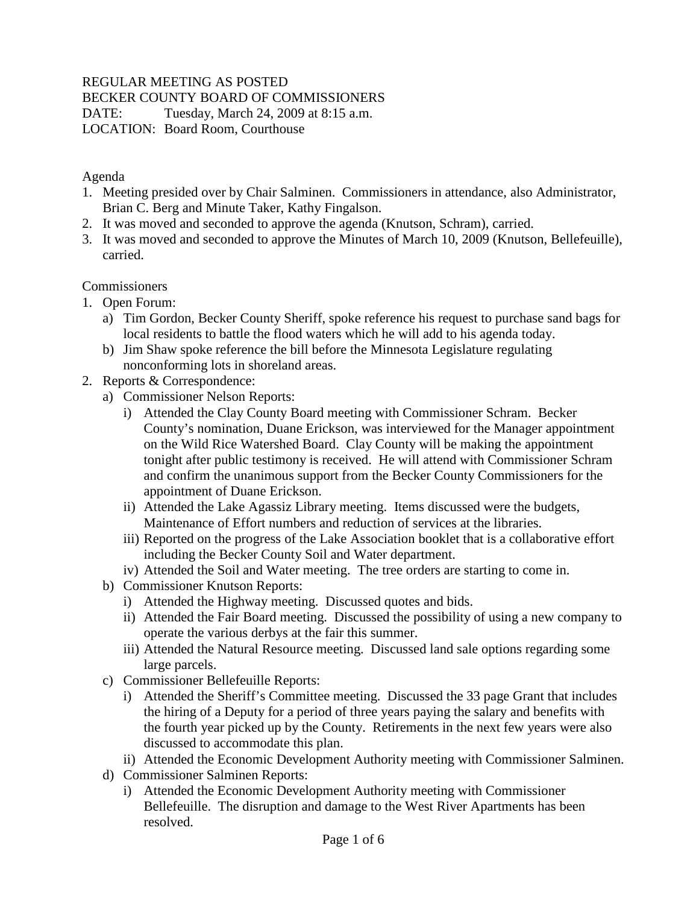REGULAR MEETING AS POSTED
BECKER COUNTY BOARD OF COMMISSIONERS
DATE: Tuesday, March 24, 2009 at 8:15 a.m.
LOCATION: Board Room, Courthouse

Agenda

1. Meeting presided over by Chair Salminen. Commissioners in attendance, also Administrator, Brian C. Berg and Minute Taker, Kathy Fingalson.
2. It was moved and seconded to approve the agenda (Knutson, Schram), carried.
3. It was moved and seconded to approve the Minutes of March 10, 2009 (Knutson, Bellefeuille), carried.

Commissioners

1. Open Forum:
   a) Tim Gordon, Becker County Sheriff, spoke reference his request to purchase sand bags for local residents to battle the flood waters which he will add to his agenda today.
   b) Jim Shaw spoke reference the bill before the Minnesota Legislature regulating nonconforming lots in shoreland areas.
2. Reports & Correspondence:
   a) Commissioner Nelson Reports:
      i) Attended the Clay County Board meeting with Commissioner Schram. Becker County's nomination, Duane Erickson, was interviewed for the Manager appointment on the Wild Rice Watershed Board. Clay County will be making the appointment tonight after public testimony is received. He will attend with Commissioner Schram and confirm the unanimous support from the Becker County Commissioners for the appointment of Duane Erickson.
      ii) Attended the Lake Agassiz Library meeting. Items discussed were the budgets, Maintenance of Effort numbers and reduction of services at the libraries.
      iii) Reported on the progress of the Lake Association booklet that is a collaborative effort including the Becker County Soil and Water department.
      iv) Attended the Soil and Water meeting. The tree orders are starting to come in.
   b) Commissioner Knutson Reports:
      i) Attended the Highway meeting. Discussed quotes and bids.
      ii) Attended the Fair Board meeting. Discussed the possibility of using a new company to operate the various derbys at the fair this summer.
      iii) Attended the Natural Resource meeting. Discussed land sale options regarding some large parcels.
   c) Commissioner Bellefeuille Reports:
      i) Attended the Sheriff's Committee meeting. Discussed the 33 page Grant that includes the hiring of a Deputy for a period of three years paying the salary and benefits with the fourth year picked up by the County. Retirements in the next few years were also discussed to accommodate this plan.
      ii) Attended the Economic Development Authority meeting with Commissioner Salminen.
   d) Commissioner Salminen Reports:
      i) Attended the Economic Development Authority meeting with Commissioner Bellefeuille. The disruption and damage to the West River Apartments has been resolved.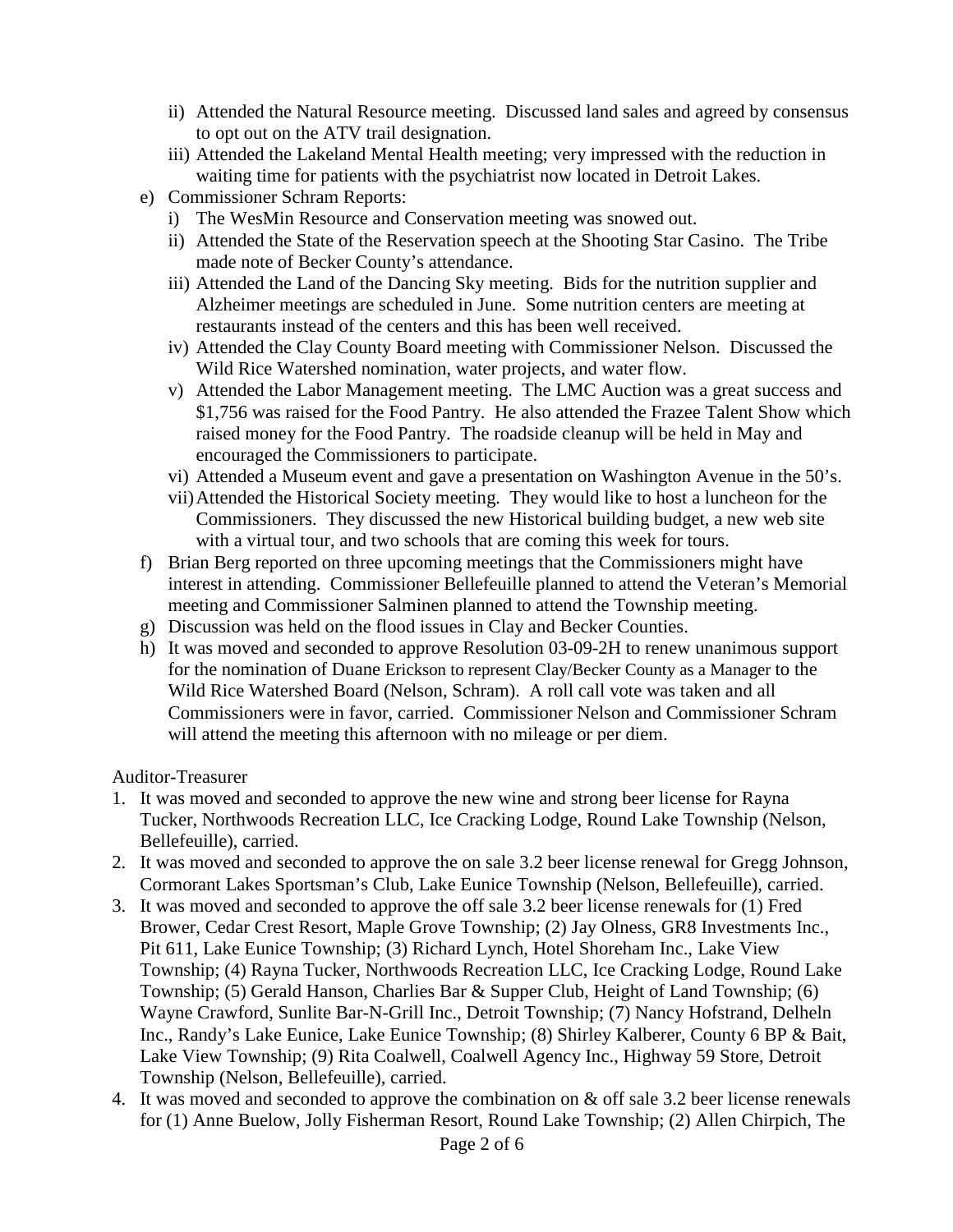ii) Attended the Natural Resource meeting. Discussed land sales and agreed by consensus to opt out on the ATV trail designation.
iii) Attended the Lakeland Mental Health meeting; very impressed with the reduction in waiting time for patients with the psychiatrist now located in Detroit Lakes.

e) Commissioner Schram Reports:
   i) The WesMin Resource and Conservation meeting was snowed out.
   ii) Attended the State of the Reservation speech at the Shooting Star Casino. The Tribe made note of Becker County's attendance.
   iii) Attended the Land of the Dancing Sky meeting. Bids for the nutrition supplier and Alzheimer meetings are scheduled in June. Some nutrition centers are meeting at restaurants instead of the centers and this has been well received.
   iv) Attended the Clay County Board meeting with Commissioner Nelson. Discussed the Wild Rice Watershed nomination, water projects, and water flow.
   v) Attended the Labor Management meeting. The LMC Auction was a great success and $1,756 was raised for the Food Pantry. He also attended the Frazee Talent Show which raised money for the Food Pantry. The roadside cleanup will be held in May and encouraged the Commissioners to participate.
   vi) Attended a Museum event and gave a presentation on Washington Avenue in the 50's.
   vii) Attended the Historical Society meeting. They would like to host a luncheon for the Commissioners. They discussed the new Historical building budget, a new web site with a virtual tour, and two schools that are coming this week for tours.

f) Brian Berg reported on three upcoming meetings that the Commissioners might have interest in attending. Commissioner Bellefeuille planned to attend the Veteran's Memorial meeting and Commissioner Salminen planned to attend the Township meeting.

g) Discussion was held on the flood issues in Clay and Becker Counties.

h) It was moved and seconded to approve Resolution 03-09-2H to renew unanimous support for the nomination of Duane Erickson to represent Clay/Becker County as a Manager to the Wild Rice Watershed Board (Nelson, Schram). A roll call vote was taken and all Commissioners were in favor, carried. Commissioner Nelson and Commissioner Schram will attend the meeting this afternoon with no mileage or per diem.

Auditor-Treasurer

1. It was moved and seconded to approve the new wine and strong beer license for Rayna Tucker, Northwoods Recreation LLC, Ice Cracking Lodge, Round Lake Township (Nelson, Bellefeuille), carried.
2. It was moved and seconded to approve the on sale 3.2 beer license renewal for Gregg Johnson, Cormorant Lakes Sportsman's Club, Lake Eunice Township (Nelson, Bellefeuille), carried.
3. It was moved and seconded to approve the off sale 3.2 beer license renewals for (1) Fred Brower, Cedar Crest Resort, Maple Grove Township; (2) Jay Olness, GR8 Investments Inc., Pit 611, Lake Eunice Township; (3) Richard Lynch, Hotel Shoreham Inc., Lake View Township; (4) Rayna Tucker, Northwoods Recreation LLC, Ice Cracking Lodge, Round Lake Township; (5) Gerald Hanson, Charlies Bar & Supper Club, Height of Land Township; (6) Wayne Crawford, Sunlite Bar-N-Grill Inc., Detroit Township; (7) Nancy Hofstrand, Delheln Inc., Randy's Lake Eunice, Lake Eunice Township; (8) Shirley Kalberer, County 6 BP & Bait, Lake View Township; (9) Rita Coalwell, Coalwell Agency Inc., Highway 59 Store, Detroit Township (Nelson, Bellefeuille), carried.
4. It was moved and seconded to approve the combination on & off sale 3.2 beer license renewals for (1) Anne Buelow, Jolly Fisherman Resort, Round Lake Township; (2) Allen Chirpich, The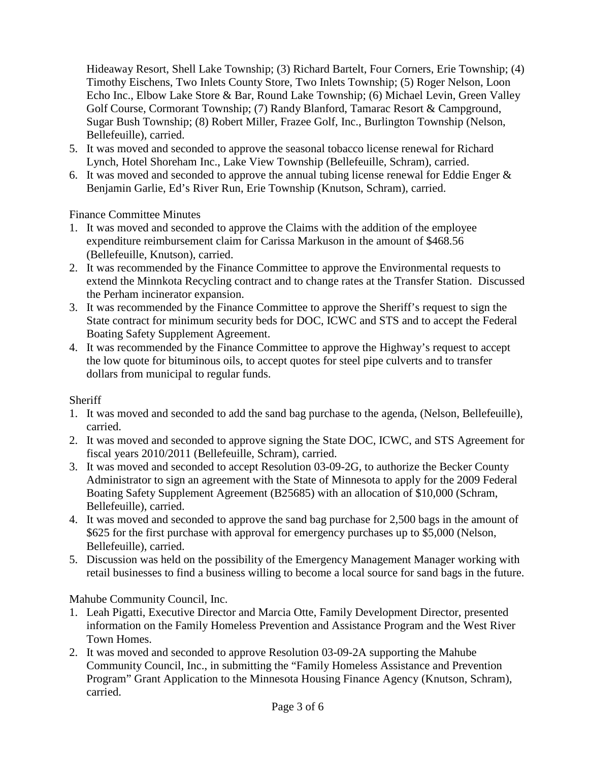Hideaway Resort, Shell Lake Township; (3) Richard Bartelt, Four Corners, Erie Township; (4) Timothy Eischens, Two Inlets County Store, Two Inlets Township; (5) Roger Nelson, Loon Echo Inc., Elbow Lake Store & Bar, Round Lake Township; (6) Michael Levin, Green Valley Golf Course, Cormorant Township; (7) Randy Blanford, Tamarac Resort & Campground, Sugar Bush Township; (8) Robert Miller, Frazee Golf, Inc., Burlington Township (Nelson, Bellefeuille), carried.

5. It was moved and seconded to approve the seasonal tobacco license renewal for Richard Lynch, Hotel Shoreham Inc., Lake View Township (Bellefeuille, Schram), carried.
6. It was moved and seconded to approve the annual tubing license renewal for Eddie Enger & Benjamin Garlie, Ed's River Run, Erie Township (Knutson, Schram), carried.

Finance Committee Minutes

1. It was moved and seconded to approve the Claims with the addition of the employee expenditure reimbursement claim for Carissa Markuson in the amount of $468.56 (Bellefeuille, Knutson), carried.
2. It was recommended by the Finance Committee to approve the Environmental requests to extend the Minnkota Recycling contract and to change rates at the Transfer Station. Discussed the Perham incinerator expansion.
3. It was recommended by the Finance Committee to approve the Sheriff's request to sign the State contract for minimum security beds for DOC, ICWC and STS and to accept the Federal Boating Safety Supplement Agreement.
4. It was recommended by the Finance Committee to approve the Highway's request to accept the low quote for bituminous oils, to accept quotes for steel pipe culverts and to transfer dollars from municipal to regular funds.

Sheriff

1. It was moved and seconded to add the sand bag purchase to the agenda, (Nelson, Bellefeuille), carried.
2. It was moved and seconded to approve signing the State DOC, ICWC, and STS Agreement for fiscal years 2010/2011 (Bellefeuille, Schram), carried.
3. It was moved and seconded to accept Resolution 03-09-2G, to authorize the Becker County Administrator to sign an agreement with the State of Minnesota to apply for the 2009 Federal Boating Safety Supplement Agreement (B25685) with an allocation of $10,000 (Schram, Bellefeuille), carried.
4. It was moved and seconded to approve the sand bag purchase for 2,500 bags in the amount of $625 for the first purchase with approval for emergency purchases up to $5,000 (Nelson, Bellefeuille), carried.
5. Discussion was held on the possibility of the Emergency Management Manager working with retail businesses to find a business willing to become a local source for sand bags in the future.

Mahube Community Council, Inc.

1. Leah Pigatti, Executive Director and Marcia Otte, Family Development Director, presented information on the Family Homeless Prevention and Assistance Program and the West River Town Homes.
2. It was moved and seconded to approve Resolution 03-09-2A supporting the Mahube Community Council, Inc., in submitting the "Family Homeless Assistance and Prevention Program" Grant Application to the Minnesota Housing Finance Agency (Knutson, Schram), carried.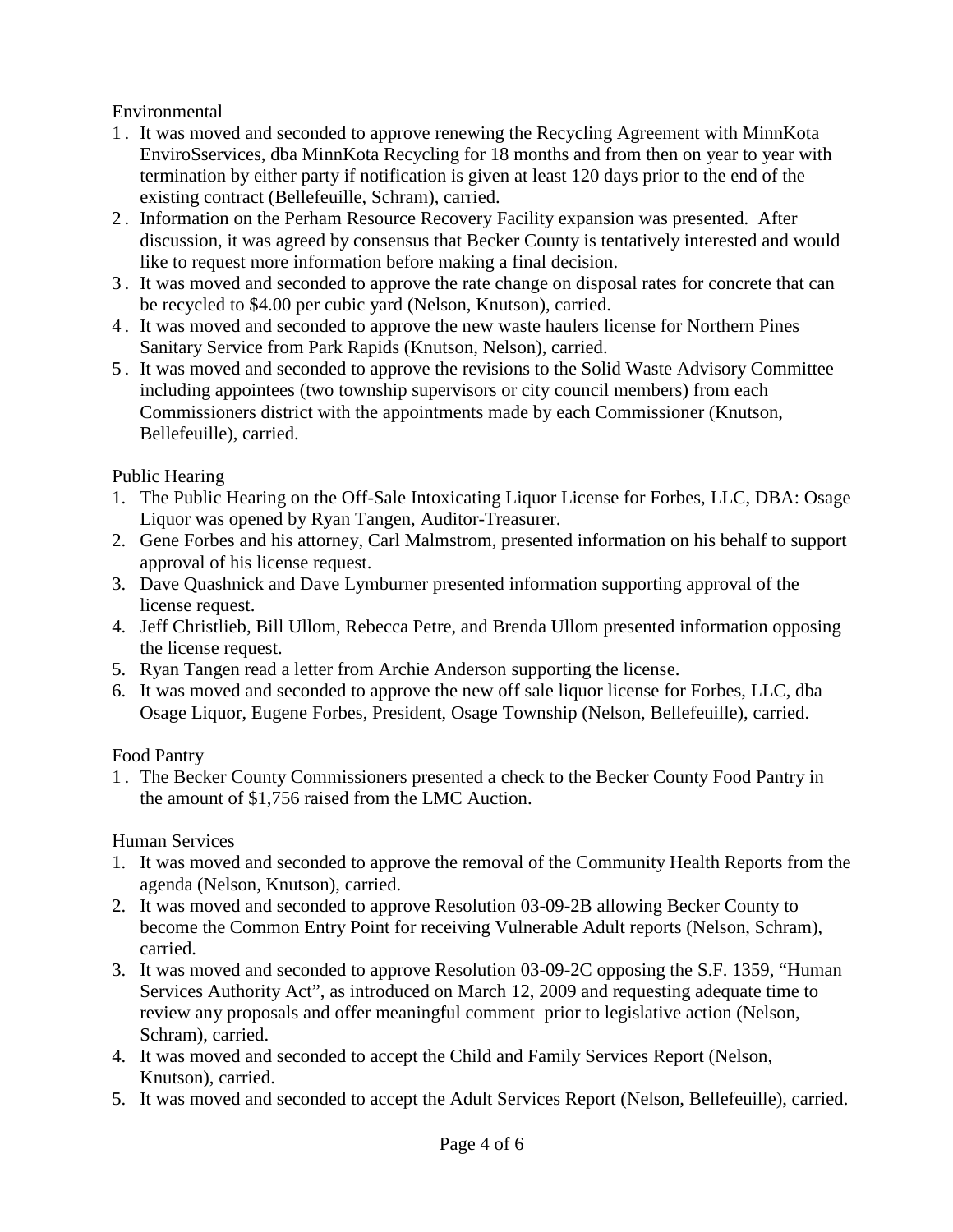Environmental

1. It was moved and seconded to approve renewing the Recycling Agreement with MinnKota EnviroSservices, dba MinnKota Recycling for 18 months and from then on year to year with termination by either party if notification is given at least 120 days prior to the end of the existing contract (Bellefeuille, Schram), carried.
2. Information on the Perham Resource Recovery Facility expansion was presented. After discussion, it was agreed by consensus that Becker County is tentatively interested and would like to request more information before making a final decision.
3. It was moved and seconded to approve the rate change on disposal rates for concrete that can be recycled to $4.00 per cubic yard (Nelson, Knutson), carried.
4. It was moved and seconded to approve the new waste haulers license for Northern Pines Sanitary Service from Park Rapids (Knutson, Nelson), carried.
5. It was moved and seconded to approve the revisions to the Solid Waste Advisory Committee including appointees (two township supervisors or city council members) from each Commissioners district with the appointments made by each Commissioner (Knutson, Bellefeuille), carried.

Public Hearing

1. The Public Hearing on the Off-Sale Intoxicating Liquor License for Forbes, LLC, DBA: Osage Liquor was opened by Ryan Tangen, Auditor-Treasurer.
2. Gene Forbes and his attorney, Carl Malmstrom, presented information on his behalf to support approval of his license request.
3. Dave Quashnick and Dave Lymburner presented information supporting approval of the license request.
4. Jeff Christlieb, Bill Ullom, Rebecca Petre, and Brenda Ullom presented information opposing the license request.
5. Ryan Tangen read a letter from Archie Anderson supporting the license.
6. It was moved and seconded to approve the new off sale liquor license for Forbes, LLC, dba Osage Liquor, Eugene Forbes, President, Osage Township (Nelson, Bellefeuille), carried.

Food Pantry

1. The Becker County Commissioners presented a check to the Becker County Food Pantry in the amount of $1,756 raised from the LMC Auction.

Human Services

1. It was moved and seconded to approve the removal of the Community Health Reports from the agenda (Nelson, Knutson), carried.
2. It was moved and seconded to approve Resolution 03-09-2B allowing Becker County to become the Common Entry Point for receiving Vulnerable Adult reports (Nelson, Schram), carried.
3. It was moved and seconded to approve Resolution 03-09-2C opposing the S.F. 1359, "Human Services Authority Act", as introduced on March 12, 2009 and requesting adequate time to review any proposals and offer meaningful comment prior to legislative action (Nelson, Schram), carried.
4. It was moved and seconded to accept the Child and Family Services Report (Nelson, Knutson), carried.
5. It was moved and seconded to accept the Adult Services Report (Nelson, Bellefeuille), carried.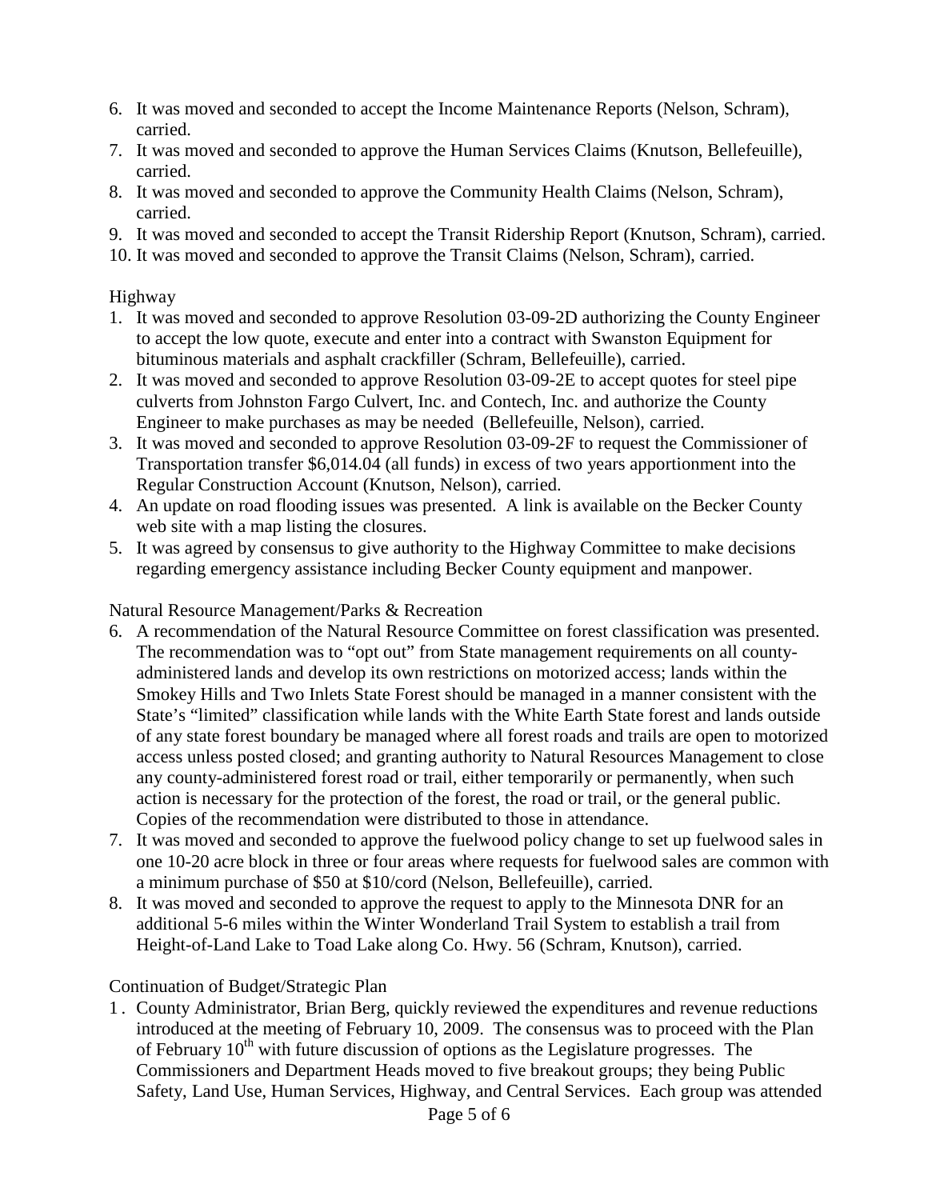6. It was moved and seconded to accept the Income Maintenance Reports (Nelson, Schram), carried.
7. It was moved and seconded to approve the Human Services Claims (Knutson, Bellefeuille), carried.
8. It was moved and seconded to approve the Community Health Claims (Nelson, Schram), carried.
9. It was moved and seconded to accept the Transit Ridership Report (Knutson, Schram), carried.
10. It was moved and seconded to approve the Transit Claims (Nelson, Schram), carried.

Highway

1. It was moved and seconded to approve Resolution 03-09-2D authorizing the County Engineer to accept the low quote, execute and enter into a contract with Swanston Equipment for bituminous materials and asphalt crackfiller (Schram, Bellefeuille), carried.
2. It was moved and seconded to approve Resolution 03-09-2E to accept quotes for steel pipe culverts from Johnston Fargo Culvert, Inc. and Contech, Inc. and authorize the County Engineer to make purchases as may be needed (Bellefeuille, Nelson), carried.
3. It was moved and seconded to approve Resolution 03-09-2F to request the Commissioner of Transportation transfer $6,014.04 (all funds) in excess of two years apportionment into the Regular Construction Account (Knutson, Nelson), carried.
4. An update on road flooding issues was presented. A link is available on the Becker County web site with a map listing the closures.
5. It was agreed by consensus to give authority to the Highway Committee to make decisions regarding emergency assistance including Becker County equipment and manpower.

Natural Resource Management/Parks & Recreation

6. A recommendation of the Natural Resource Committee on forest classification was presented. The recommendation was to "opt out" from State management requirements on all county-administered lands and develop its own restrictions on motorized access; lands within the Smokey Hills and Two Inlets State Forest should be managed in a manner consistent with the State's "limited" classification while lands with the White Earth State forest and lands outside of any state forest boundary be managed where all forest roads and trails are open to motorized access unless posted closed; and granting authority to Natural Resources Management to close any county-administered forest road or trail, either temporarily or permanently, when such action is necessary for the protection of the forest, the road or trail, or the general public. Copies of the recommendation were distributed to those in attendance.
7. It was moved and seconded to approve the fuelwood policy change to set up fuelwood sales in one 10-20 acre block in three or four areas where requests for fuelwood sales are common with a minimum purchase of $50 at $10/cord (Nelson, Bellefeuille), carried.
8. It was moved and seconded to approve the request to apply to the Minnesota DNR for an additional 5-6 miles within the Winter Wonderland Trail System to establish a trail from Height-of-Land Lake to Toad Lake along Co. Hwy. 56 (Schram, Knutson), carried.

Continuation of Budget/Strategic Plan

1. County Administrator, Brian Berg, quickly reviewed the expenditures and revenue reductions introduced at the meeting of February 10, 2009. The consensus was to proceed with the Plan of February 10th with future discussion of options as the Legislature progresses. The Commissioners and Department Heads moved to five breakout groups; they being Public Safety, Land Use, Human Services, Highway, and Central Services. Each group was attended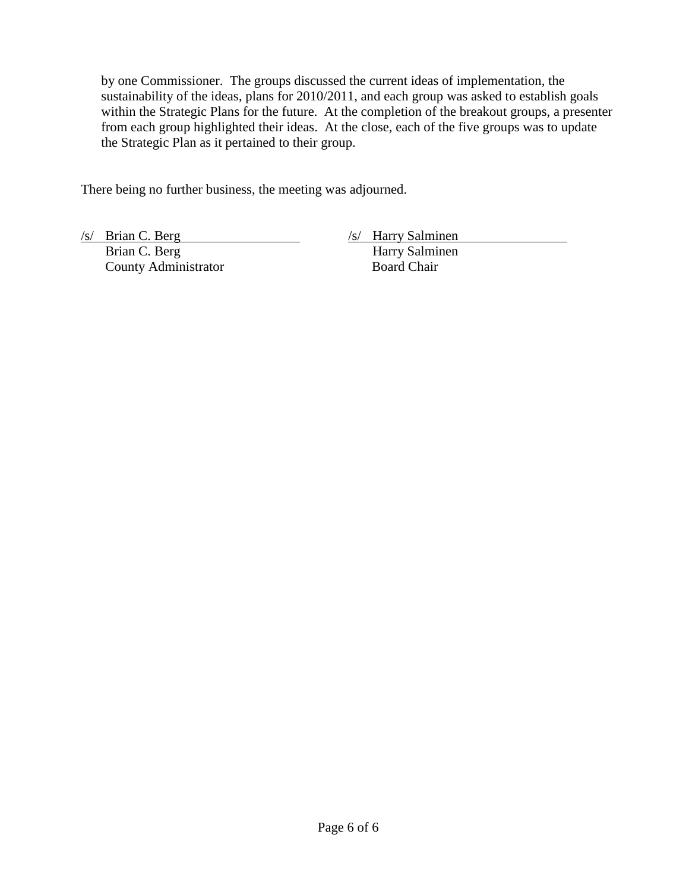by one Commissioner. The groups discussed the current ideas of implementation, the sustainability of the ideas, plans for 2010/2011, and each group was asked to establish goals within the Strategic Plans for the future. At the completion of the breakout groups, a presenter from each group highlighted their ideas. At the close, each of the five groups was to update the Strategic Plan as it pertained to their group.

There being no further business, the meeting was adjourned.

| | |
|---|---|
| /s/ Brian C. Berg | /s/ Harry Salminen |
| Brian C. Berg | Harry Salminen |
| County Administrator | Board Chair |